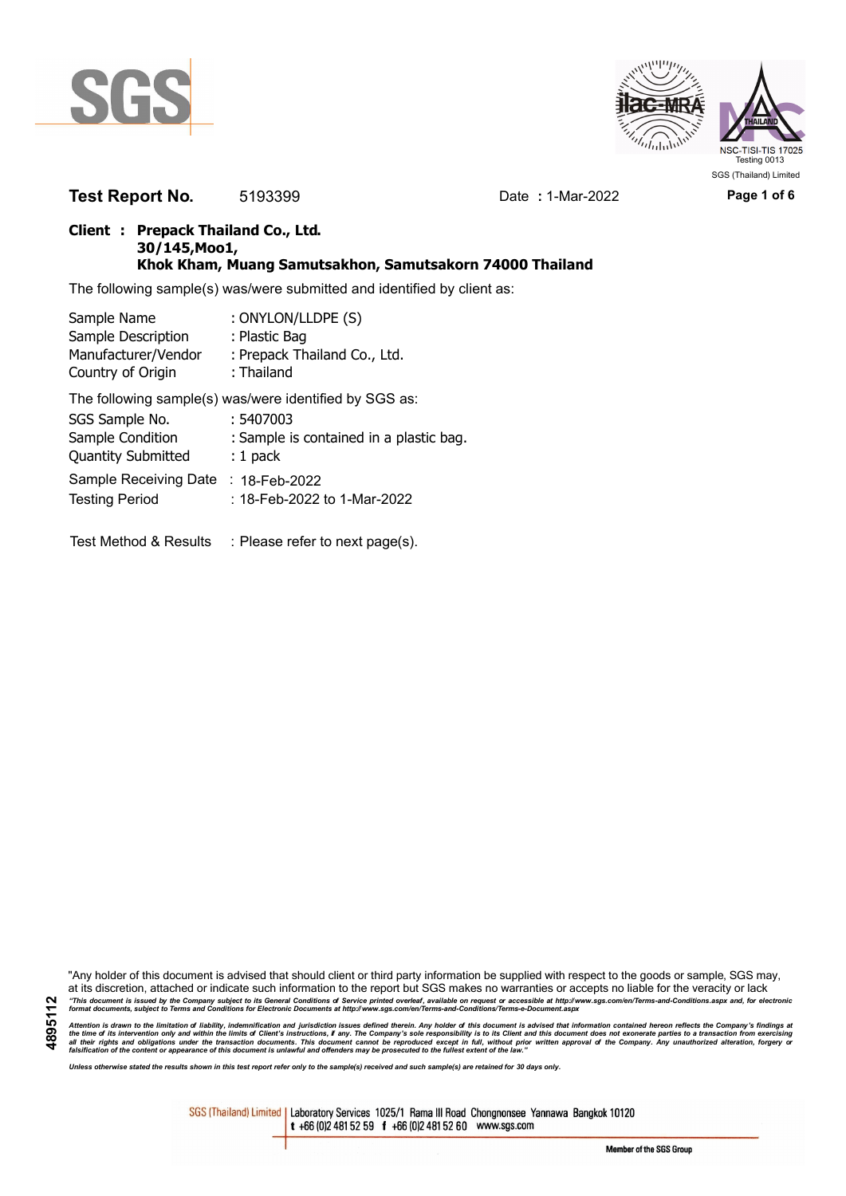**Test Report No.** 5193399 Date **:** 1-Mar-2022

**Client : Prepack Thailand Co., Ltd.**
**30/145,Moo1,**
**Khok Kham, Muang Samutsakhon, Samutsakorn 74000 Thailand**

The following sample(s) was/were submitted and identified by client as:

| | |
|---|---|
| Sample Name | : ONYLON/LLDPE (S) |
| Sample Description | : Plastic Bag |
| Manufacturer/Vendor | : Prepack Thailand Co., Ltd. |
| Country of Origin | : Thailand |

The following sample(s) was/were identified by SGS as:

| | |
|---|---|
| SGS Sample No. | : 5407003 |
| Sample Condition | : Sample is contained in a plastic bag. |
| Quantity Submitted | : 1 pack |
| Sample Receiving Date | : 18-Feb-2022 |
| Testing Period | : 18-Feb-2022 to 1-Mar-2022 |

Test Method & Results : Please refer to next page(s).

"Any holder of this document is advised that should client or third party information be supplied with respect to the goods or sample, SGS may, at its discretion, attached or indicate such information to the report but SGS makes no warranties or accepts no liable for the veracity or lack

*"This document is issued by the Company subject to its General Conditions of Service printed overleaf, available on request or accessible at http://www.sgs.com/en/Terms-and-Conditions.aspx and, for electronic format documents, subject to Terms and Conditions for Electronic Documents at http://www.sgs.com/en/Terms-and-Conditions/Terms-e-Document.aspx*

*Attention is drawn to the limitation of liability, indemnification and jurisdiction issues defined therein. Any holder of this document is advised that information contained hereon reflects the Company's findings at the time of its intervention only and within the limits of Client's instructions, if any. The Company's sole responsibility is to its Client and this document does not exonerate parties to a transaction from exercising all their rights and obligations under the transaction documents. This document cannot be reproduced except in full, without prior written approval of the Company. Any unauthorized alteration, forgery or falsification of the content or appearance of this document is unlawful and offenders may be prosecuted to the fullest extent of the law."*

*Unless otherwise stated the results shown in this test report refer only to the sample(s) received and such sample(s) are retained for 30 days only.*

SGS (Thailand) Limited | Laboratory Services 1025/1 Rama III Road Chongnonsee Yannawa Bangkok 10120
t +66 (0)2 481 52 59 f +66 (0)2 481 52 60 www.sgs.com

Member of the SGS Group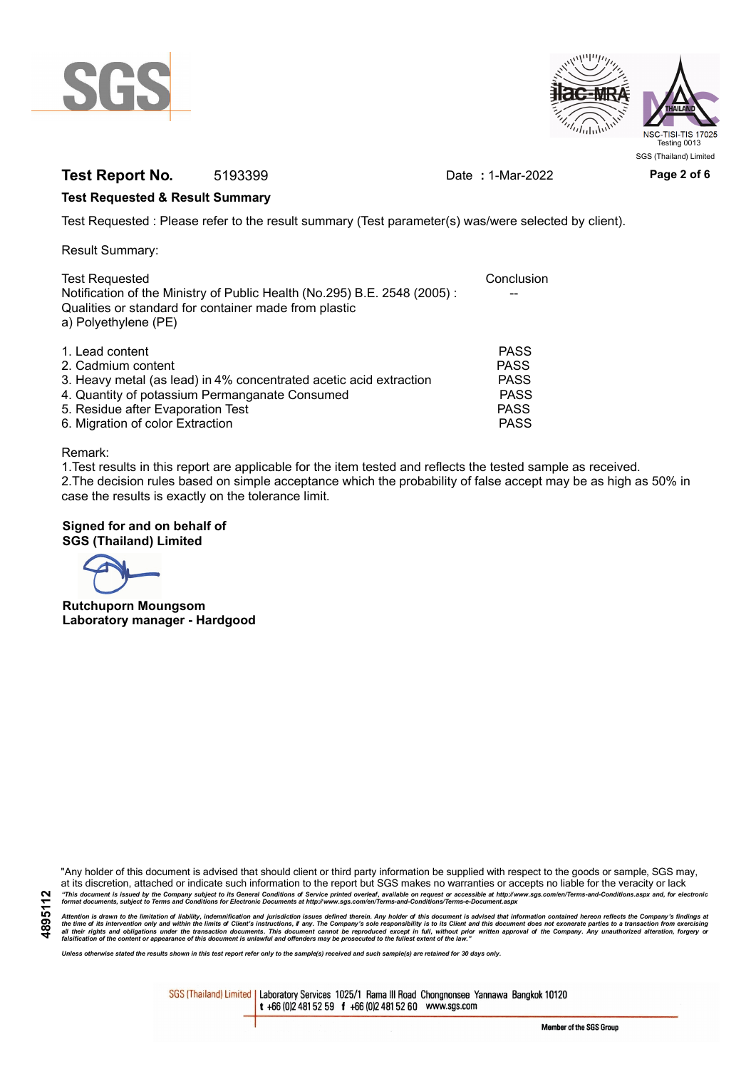**Test Report No.** 5193399 Date : 1-Mar-2022

**Test Requested & Result Summary**

Test Requested : Please refer to the result summary (Test parameter(s) was/were selected by client).

Result Summary:

| Test Requested | Conclusion |
|---|---|
| Notification of the Ministry of Public Health (No.295) B.E. 2548 (2005) : Qualities or standard for container made from plastic a) Polyethylene (PE) | -- |
| 1. Lead content | PASS |
| 2. Cadmium content | PASS |
| 3. Heavy metal (as lead) in 4% concentrated acetic acid extraction | PASS |
| 4. Quantity of potassium Permanganate Consumed | PASS |
| 5. Residue after Evaporation Test | PASS |
| 6. Migration of color Extraction | PASS |

Remark:
1.Test results in this report are applicable for the item tested and reflects the tested sample as received.
2.The decision rules based on simple acceptance which the probability of false accept may be as high as 50% in case the results is exactly on the tolerance limit.

**Signed for and on behalf of**
**SGS (Thailand) Limited**

**Rutchuporn Moungsom**
**Laboratory manager - Hardgood**

"Any holder of this document is advised that should client or third party information be supplied with respect to the goods or sample, SGS may, at its discretion, attached or indicate such information to the report but SGS makes no warranties or accepts no liable for the veracity or lack

*"This document is issued by the Company subject to its General Conditions of Service printed overleaf, available on request or accessible at http://www.sgs.com/en/Terms-and-Conditions.aspx and, for electronic format documents, subject to Terms and Conditions for Electronic Documents at http://www.sgs.com/en/Terms-and-Conditions/Terms-e-Document.aspx*

*Attention is drawn to the limitation of liability, indemnification and jurisdiction issues defined therein. Any holder of this document is advised that information contained hereon reflects the Company's findings at the time of its intervention only and within the limits of Client's instructions, if any. The Company's sole responsibility is to its Client and this document does not exonerate parties to a transaction from exercising all their rights and obligations under the transaction documents. This document cannot be reproduced except in full, without prior written approval of the Company. Any unauthorized alteration, forgery or falsification of the content or appearance of this document is unlawful and offenders may be prosecuted to the fullest extent of the law."*

*Unless otherwise stated the results shown in this test report refer only to the sample(s) received and such sample(s) are retained for 30 days only.*

SGS (Thailand) Limited | Laboratory Services 1025/1 Rama III Road Chongnonsee Yannawa Bangkok 10120 t +66 (0)2 481 52 59 f +66 (0)2 481 52 60 www.sgs.com

Member of the SGS Group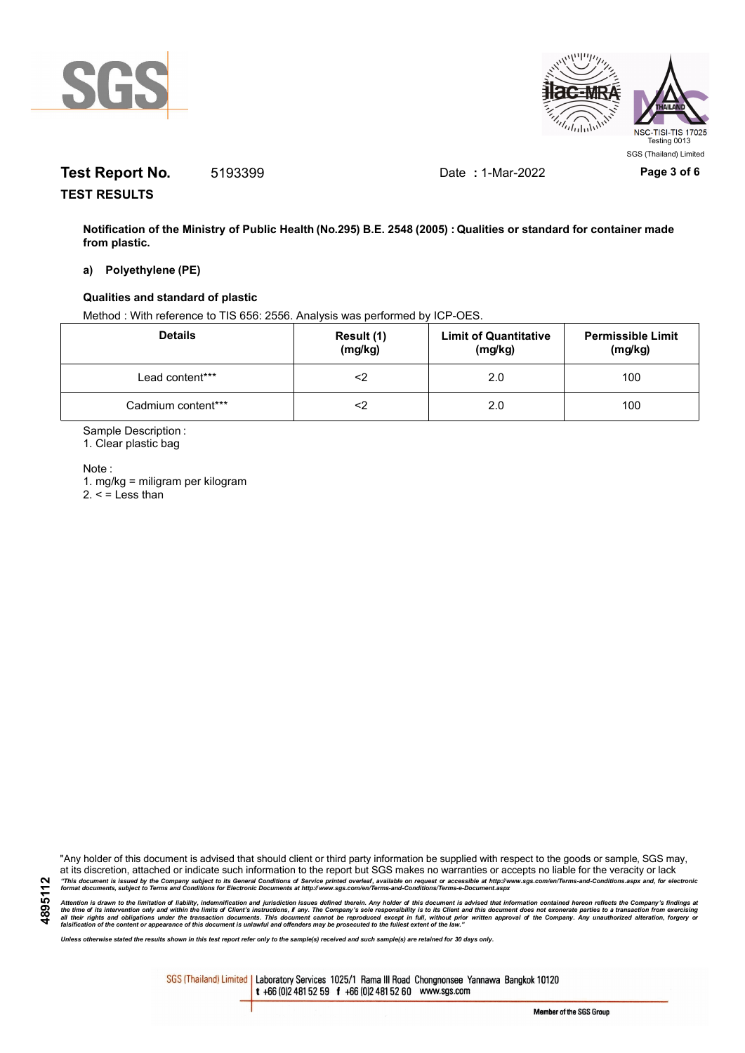**Test Report No.** 5193399 Date **:** 1-Mar-2022

**TEST RESULTS**

**Notification of the Ministry of Public Health (No.295) B.E. 2548 (2005) : Qualities or standard for container made from plastic.**

**a) Polyethylene (PE)**

**Qualities and standard of plastic**

Method : With reference to TIS 656: 2556. Analysis was performed by ICP-OES.

| Details | Result (1) (mg/kg) | Limit of Quantitative (mg/kg) | Permissible Limit (mg/kg) |
|---|---|---|---|
| Lead content*** | <2 | 2.0 | 100 |
| Cadmium content*** | <2 | 2.0 | 100 |

Sample Description :

1. Clear plastic bag

Note :

1. mg/kg = miligram per kilogram
2. < = Less than

"Any holder of this document is advised that should client or third party information be supplied with respect to the goods or sample, SGS may, at its discretion, attached or indicate such information to the report but SGS makes no warranties or accepts no liable for the veracity or lack

*"This document is issued by the Company subject to its General Conditions of Service printed overleaf, available on request or accessible at http://www.sgs.com/en/Terms-and-Conditions.aspx and, for electronic format documents, subject to Terms and Conditions for Electronic Documents at http://www.sgs.com/en/Terms-and-Conditions/Terms-e-Document.aspx*

*Attention is drawn to the limitation of liability, indemnification and jurisdiction issues defined therein. Any holder of this document is advised that information contained hereon reflects the Company's findings at the time of its intervention only and within the limits of Client's instructions, if any. The Company's sole responsibility is to its Client and this document does not exonerate parties to a transaction from exercising all their rights and obligations under the transaction documents. This document cannot be reproduced except in full, without prior written approval of the Company. Any unauthorized alteration, forgery or falsification of the content or appearance of this document is unlawful and offenders may be prosecuted to the fullest extent of the law."*

*Unless otherwise stated the results shown in this test report refer only to the sample(s) received and such sample(s) are retained for 30 days only.*

SGS (Thailand) Limited | Laboratory Services 1025/1 Rama III Road Chongnonsee Yannawa Bangkok 10120 t +66 (0)2 481 52 59 f +66 (0)2 481 52 60 www.sgs.com

Member of the SGS Group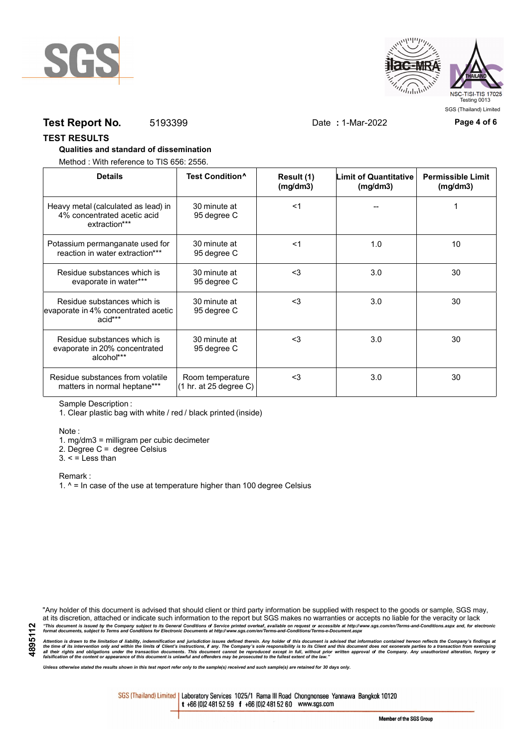**Test Report No.** 5193399 Date **:** 1-Mar-2022

## TEST RESULTS

**Qualities and standard of dissemination**

Method : With reference to TIS 656: 2556.

| Details | Test Condition^ | Result (1) (mg/dm3) | Limit of Quantitative (mg/dm3) | Permissible Limit (mg/dm3) |
|---|---|---|---|---|
| Heavy metal (calculated as lead) in 4% concentrated acetic acid extraction*** | 30 minute at 95 degree C | <1 | -- | 1 |
| Potassium permanganate used for reaction in water extraction*** | 30 minute at 95 degree C | <1 | 1.0 | 10 |
| Residue substances which is evaporate in water*** | 30 minute at 95 degree C | <3 | 3.0 | 30 |
| Residue substances which is evaporate in 4% concentrated acetic acid*** | 30 minute at 95 degree C | <3 | 3.0 | 30 |
| Residue substances which is evaporate in 20% concentrated alcohol*** | 30 minute at 95 degree C | <3 | 3.0 | 30 |
| Residue substances from volatile matters in normal heptane*** | Room temperature (1 hr. at 25 degree C) | <3 | 3.0 | 30 |

Sample Description :

1. Clear plastic bag with white / red / black printed (inside)

Note :

1. mg/dm3 = milligram per cubic decimeter
2. Degree C = degree Celsius
3. < = Less than

Remark :

1. ^ = In case of the use at temperature higher than 100 degree Celsius

"Any holder of this document is advised that should client or third party information be supplied with respect to the goods or sample, SGS may, at its discretion, attached or indicate such information to the report but SGS makes no warranties or accepts no liable for the veracity or lack

*"This document is issued by the Company subject to its General Conditions of Service printed overleaf, available on request or accessible at http://www.sgs.com/en/Terms-and-Conditions.aspx and, for electronic format documents, subject to Terms and Conditions for Electronic Documents at http://www.sgs.com/en/Terms-and-Conditions/Terms-e-Document.aspx*

*Attention is drawn to the limitation of liability, indemnification and jurisdiction issues defined therein. Any holder of this document is advised that information contained hereon reflects the Company's findings at the time of its intervention only and within the limits of Client's instructions, if any. The Company's sole responsibility is to its Client and this document does not exonerate parties to a transaction from exercising all their rights and obligations under the transaction documents. This document cannot be reproduced except in full, without prior written approval of the Company. Any unauthorized alteration, forgery or falsification of the content or appearance of this document is unlawful and offenders may be prosecuted to the fullest extent of the law."*

*Unless otherwise stated the results shown in this test report refer only to the sample(s) received and such sample(s) are retained for 30 days only.*

SGS (Thailand) Limited | Laboratory Services 1025/1 Rama III Road Chongnonsee Yannawa Bangkok 10120 t +66 (0)2 481 52 59 f +66 (0)2 481 52 60 www.sgs.com

Member of the SGS Group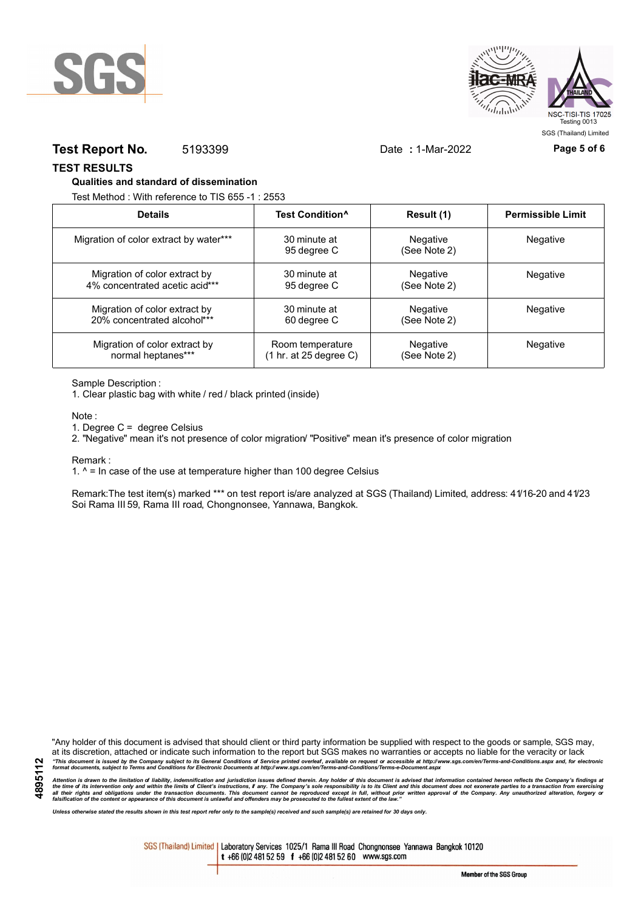**Test Report No.** 5193399 Date **:** 1-Mar-2022

## TEST RESULTS

### Qualities and standard of dissemination

Test Method : With reference to TIS 655 -1 : 2553

| Details | Test Condition^ | Result (1) | Permissible Limit |
|---|---|---|---|
| Migration of color extract by water*** | 30 minute at 95 degree C | Negative (See Note 2) | Negative |
| Migration of color extract by 4% concentrated acetic acid*** | 30 minute at 95 degree C | Negative (See Note 2) | Negative |
| Migration of color extract by 20% concentrated alcohol*** | 30 minute at 60 degree C | Negative (See Note 2) | Negative |
| Migration of color extract by normal heptanes*** | Room temperature (1 hr. at 25 degree C) | Negative (See Note 2) | Negative |

Sample Description :

1. Clear plastic bag with white / red / black printed (inside)

Note :

1. Degree C = degree Celsius
2. "Negative" mean it's not presence of color migration/ "Positive" mean it's presence of color migration

Remark :

1. ^ = In case of the use at temperature higher than 100 degree Celsius

Remark:The test item(s) marked *** on test report is/are analyzed at SGS (Thailand) Limited, address: 41/16-20 and 41/23 Soi Rama III 59, Rama III road, Chongnonsee, Yannawa, Bangkok.

"Any holder of this document is advised that should client or third party information be supplied with respect to the goods or sample, SGS may, at its discretion, attached or indicate such information to the report but SGS makes no warranties or accepts no liable for the veracity or lack

*"This document is issued by the Company subject to its General Conditions of Service printed overleaf, available on request or accessible at http://www.sgs.com/en/Terms-and-Conditions.aspx and, for electronic format documents, subject to Terms and Conditions for Electronic Documents at http://www.sgs.com/en/Terms-and-Conditions/Terms-e-Document.aspx*

*Attention is drawn to the limitation of liability, indemnification and jurisdiction issues defined therein. Any holder of this document is advised that information contained hereon reflects the Company's findings at the time of its intervention only and within the limits of Client's instructions, if any. The Company's sole responsibility is to its Client and this document does not exonerate parties to a transaction from exercising all their rights and obligations under the transaction documents. This document cannot be reproduced except in full, without prior written approval of the Company. Any unauthorized alteration, forgery or falsification of the content or appearance of this document is unlawful and offenders may be prosecuted to the fullest extent of the law."*

*Unless otherwise stated the results shown in this test report refer only to the sample(s) received and such sample(s) are retained for 30 days only.*

4895112

SGS (Thailand) Limited | Laboratory Services 1025/1 Rama III Road Chongnonsee Yannawa Bangkok 10120
t +66 (0)2 481 52 59 f +66 (0)2 481 52 60 www.sgs.com

Member of the SGS Group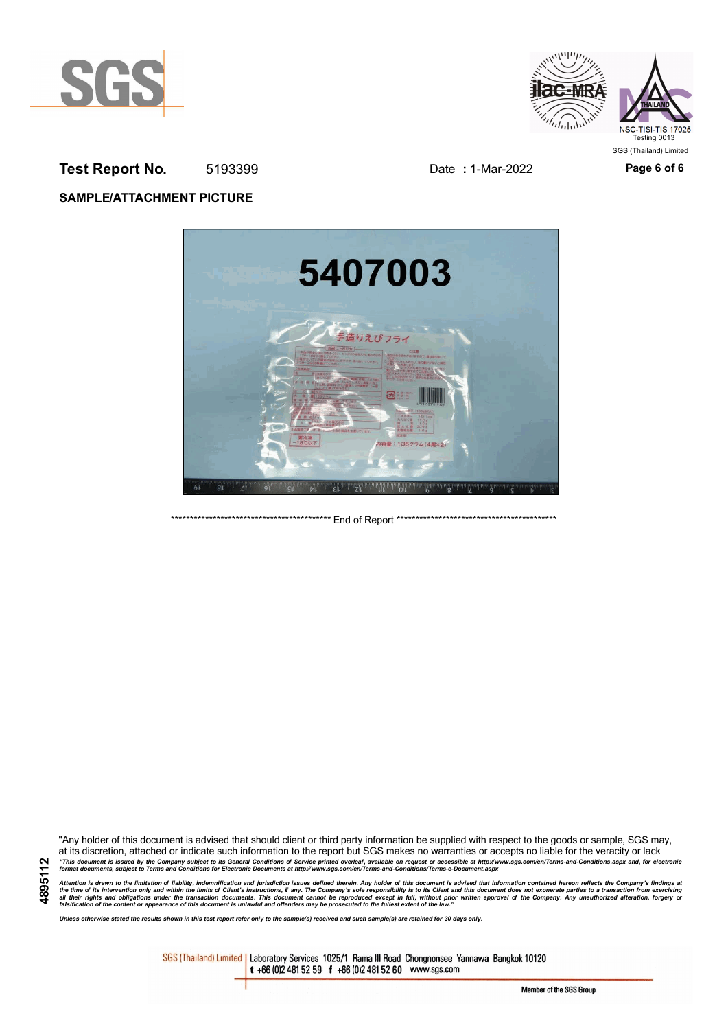**Test Report No.** 5193399 Date **:** 1-Mar-2022

**SAMPLE/ATTACHMENT PICTURE**

5407003

手造りえびフライ

内容量：135グラム(4尾×2)

******************************************** End of Report ********************************************

"Any holder of this document is advised that should client or third party information be supplied with respect to the goods or sample, SGS may, at its discretion, attached or indicate such information to the report but SGS makes no warranties or accepts no liable for the veracity or lack

*"This document is issued by the Company subject to its General Conditions of Service printed overleaf, available on request or accessible at http://www.sgs.com/en/Terms-and-Conditions.aspx and, for electronic format documents, subject to Terms and Conditions for Electronic Documents at http://www.sgs.com/en/Terms-and-Conditions/Terms-e-Document.aspx*

*Attention is drawn to the limitation of liability, indemnification and jurisdiction issues defined therein. Any holder of this document is advised that information contained hereon reflects the Company's findings at the time of its intervention only and within the limits of Client's instructions, if any. The Company's sole responsibility is to its Client and this document does not exonerate parties to a transaction from exercising all their rights and obligations under the transaction documents. This document cannot be reproduced except in full, without prior written approval of the Company. Any unauthorized alteration, forgery or falsification of the content or appearance of this document is unlawful and offenders may be prosecuted to the fullest extent of the law."*

*Unless otherwise stated the results shown in this test report refer only to the sample(s) received and such sample(s) are retained for 30 days only.*

4895112

SGS (Thailand) Limited | Laboratory Services 1025/1 Rama III Road Chongnonsee Yannawa Bangkok 10120
t +66 (0)2 481 52 59 f +66 (0)2 481 52 60 www.sgs.com

Member of the SGS Group